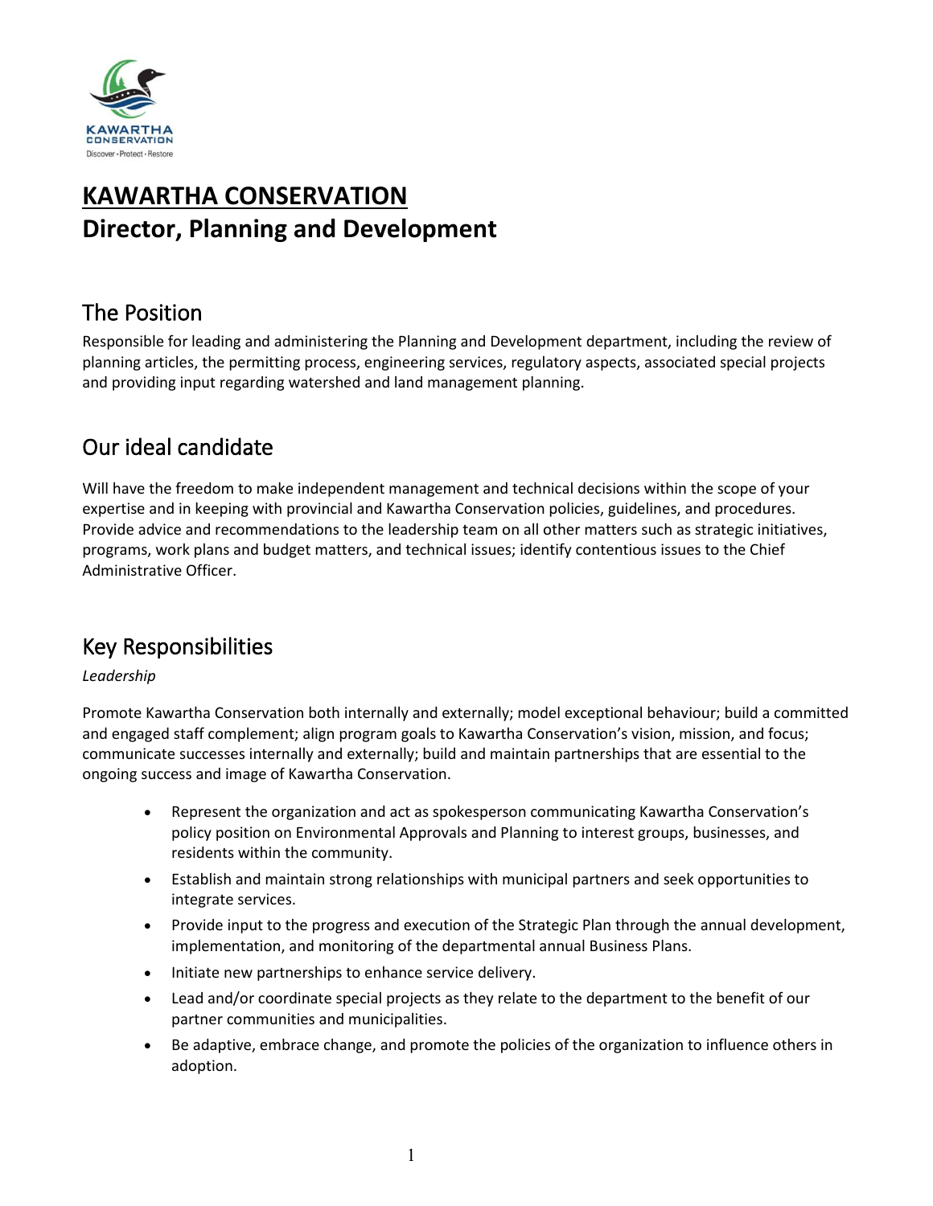# KAWARTHA CONSERVATION
# Director, Planning and Development

## The Position

Responsible for leading and administering the Planning and Development department, including the review of planning articles, the permitting process, engineering services, regulatory aspects, associated special projects and providing input regarding watershed and land management planning.

## Our ideal candidate

Will have the freedom to make independent management and technical decisions within the scope of your expertise and in keeping with provincial and Kawartha Conservation policies, guidelines, and procedures. Provide advice and recommendations to the leadership team on all other matters such as strategic initiatives, programs, work plans and budget matters, and technical issues; identify contentious issues to the Chief Administrative Officer.

## Key Responsibilities

*Leadership*

Promote Kawartha Conservation both internally and externally; model exceptional behaviour; build a committed and engaged staff complement; align program goals to Kawartha Conservation's vision, mission, and focus; communicate successes internally and externally; build and maintain partnerships that are essential to the ongoing success and image of Kawartha Conservation.

- Represent the organization and act as spokesperson communicating Kawartha Conservation's policy position on Environmental Approvals and Planning to interest groups, businesses, and residents within the community.
- Establish and maintain strong relationships with municipal partners and seek opportunities to integrate services.
- Provide input to the progress and execution of the Strategic Plan through the annual development, implementation, and monitoring of the departmental annual Business Plans.
- Initiate new partnerships to enhance service delivery.
- Lead and/or coordinate special projects as they relate to the department to the benefit of our partner communities and municipalities.
- Be adaptive, embrace change, and promote the policies of the organization to influence others in adoption.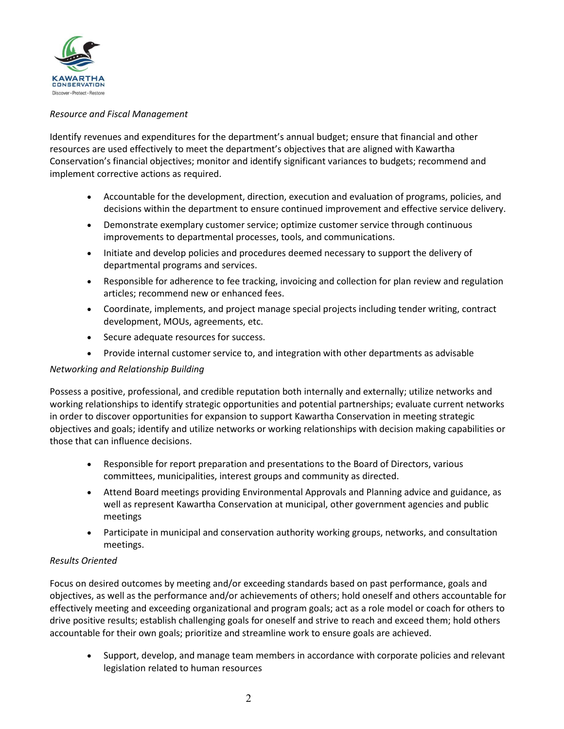*Resource and Fiscal Management*

Identify revenues and expenditures for the department's annual budget; ensure that financial and other resources are used effectively to meet the department's objectives that are aligned with Kawartha Conservation's financial objectives; monitor and identify significant variances to budgets; recommend and implement corrective actions as required.

- Accountable for the development, direction, execution and evaluation of programs, policies, and decisions within the department to ensure continued improvement and effective service delivery.
- Demonstrate exemplary customer service; optimize customer service through continuous improvements to departmental processes, tools, and communications.
- Initiate and develop policies and procedures deemed necessary to support the delivery of departmental programs and services.
- Responsible for adherence to fee tracking, invoicing and collection for plan review and regulation articles; recommend new or enhanced fees.
- Coordinate, implements, and project manage special projects including tender writing, contract development, MOUs, agreements, etc.
- Secure adequate resources for success.
- Provide internal customer service to, and integration with other departments as advisable

*Networking and Relationship Building*

Possess a positive, professional, and credible reputation both internally and externally; utilize networks and working relationships to identify strategic opportunities and potential partnerships; evaluate current networks in order to discover opportunities for expansion to support Kawartha Conservation in meeting strategic objectives and goals; identify and utilize networks or working relationships with decision making capabilities or those that can influence decisions.

- Responsible for report preparation and presentations to the Board of Directors, various committees, municipalities, interest groups and community as directed.
- Attend Board meetings providing Environmental Approvals and Planning advice and guidance, as well as represent Kawartha Conservation at municipal, other government agencies and public meetings
- Participate in municipal and conservation authority working groups, networks, and consultation meetings.

*Results Oriented*

Focus on desired outcomes by meeting and/or exceeding standards based on past performance, goals and objectives, as well as the performance and/or achievements of others; hold oneself and others accountable for effectively meeting and exceeding organizational and program goals; act as a role model or coach for others to drive positive results; establish challenging goals for oneself and strive to reach and exceed them; hold others accountable for their own goals; prioritize and streamline work to ensure goals are achieved.

- Support, develop, and manage team members in accordance with corporate policies and relevant legislation related to human resources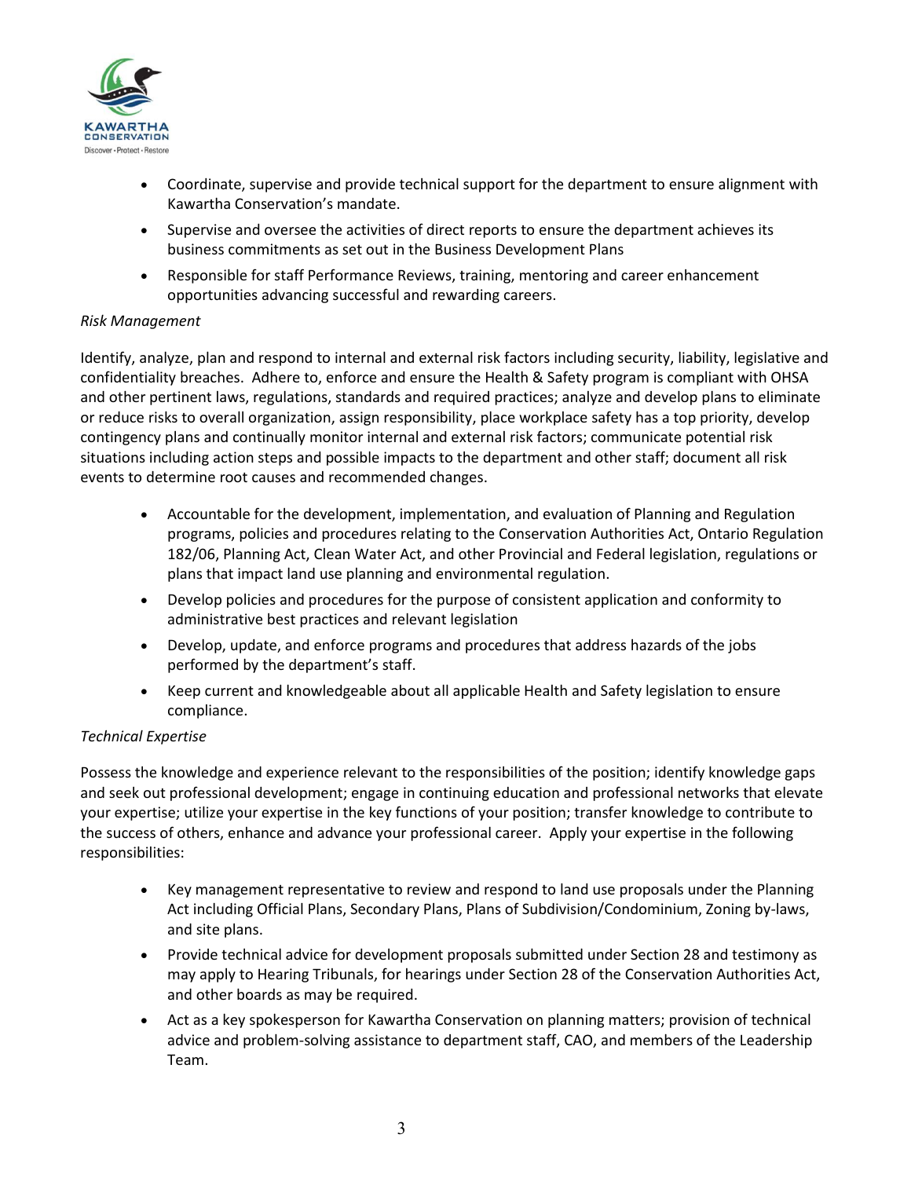- Coordinate, supervise and provide technical support for the department to ensure alignment with Kawartha Conservation's mandate.
- Supervise and oversee the activities of direct reports to ensure the department achieves its business commitments as set out in the Business Development Plans
- Responsible for staff Performance Reviews, training, mentoring and career enhancement opportunities advancing successful and rewarding careers.

*Risk Management*

Identify, analyze, plan and respond to internal and external risk factors including security, liability, legislative and confidentiality breaches. Adhere to, enforce and ensure the Health & Safety program is compliant with OHSA and other pertinent laws, regulations, standards and required practices; analyze and develop plans to eliminate or reduce risks to overall organization, assign responsibility, place workplace safety has a top priority, develop contingency plans and continually monitor internal and external risk factors; communicate potential risk situations including action steps and possible impacts to the department and other staff; document all risk events to determine root causes and recommended changes.

- Accountable for the development, implementation, and evaluation of Planning and Regulation programs, policies and procedures relating to the Conservation Authorities Act, Ontario Regulation 182/06, Planning Act, Clean Water Act, and other Provincial and Federal legislation, regulations or plans that impact land use planning and environmental regulation.
- Develop policies and procedures for the purpose of consistent application and conformity to administrative best practices and relevant legislation
- Develop, update, and enforce programs and procedures that address hazards of the jobs performed by the department's staff.
- Keep current and knowledgeable about all applicable Health and Safety legislation to ensure compliance.

*Technical Expertise*

Possess the knowledge and experience relevant to the responsibilities of the position; identify knowledge gaps and seek out professional development; engage in continuing education and professional networks that elevate your expertise; utilize your expertise in the key functions of your position; transfer knowledge to contribute to the success of others, enhance and advance your professional career. Apply your expertise in the following responsibilities:

- Key management representative to review and respond to land use proposals under the Planning Act including Official Plans, Secondary Plans, Plans of Subdivision/Condominium, Zoning by-laws, and site plans.
- Provide technical advice for development proposals submitted under Section 28 and testimony as may apply to Hearing Tribunals, for hearings under Section 28 of the Conservation Authorities Act, and other boards as may be required.
- Act as a key spokesperson for Kawartha Conservation on planning matters; provision of technical advice and problem-solving assistance to department staff, CAO, and members of the Leadership Team.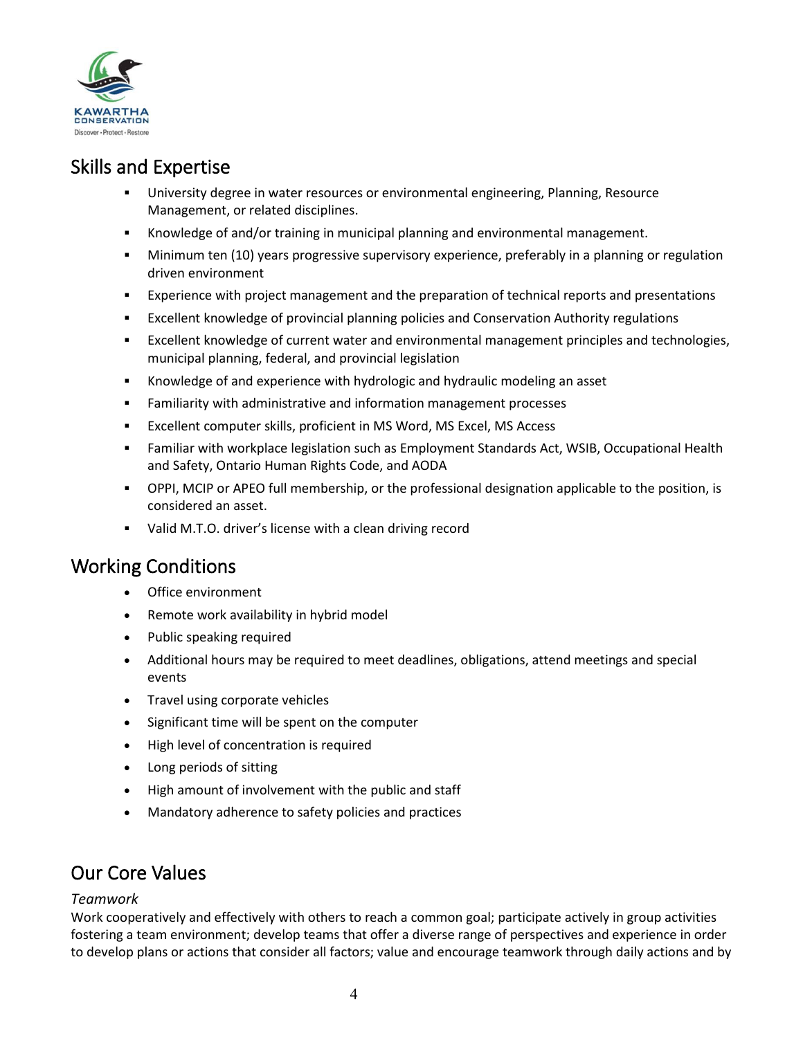## Skills and Expertise

- University degree in water resources or environmental engineering, Planning, Resource Management, or related disciplines.
- Knowledge of and/or training in municipal planning and environmental management.
- Minimum ten (10) years progressive supervisory experience, preferably in a planning or regulation driven environment
- Experience with project management and the preparation of technical reports and presentations
- Excellent knowledge of provincial planning policies and Conservation Authority regulations
- Excellent knowledge of current water and environmental management principles and technologies, municipal planning, federal, and provincial legislation
- Knowledge of and experience with hydrologic and hydraulic modeling an asset
- Familiarity with administrative and information management processes
- Excellent computer skills, proficient in MS Word, MS Excel, MS Access
- Familiar with workplace legislation such as Employment Standards Act, WSIB, Occupational Health and Safety, Ontario Human Rights Code, and AODA
- OPPI, MCIP or APEO full membership, or the professional designation applicable to the position, is considered an asset.
- Valid M.T.O. driver's license with a clean driving record

## Working Conditions

- Office environment
- Remote work availability in hybrid model
- Public speaking required
- Additional hours may be required to meet deadlines, obligations, attend meetings and special events
- Travel using corporate vehicles
- Significant time will be spent on the computer
- High level of concentration is required
- Long periods of sitting
- High amount of involvement with the public and staff
- Mandatory adherence to safety policies and practices

## Our Core Values

*Teamwork*

Work cooperatively and effectively with others to reach a common goal; participate actively in group activities fostering a team environment; develop teams that offer a diverse range of perspectives and experience in order to develop plans or actions that consider all factors; value and encourage teamwork through daily actions and by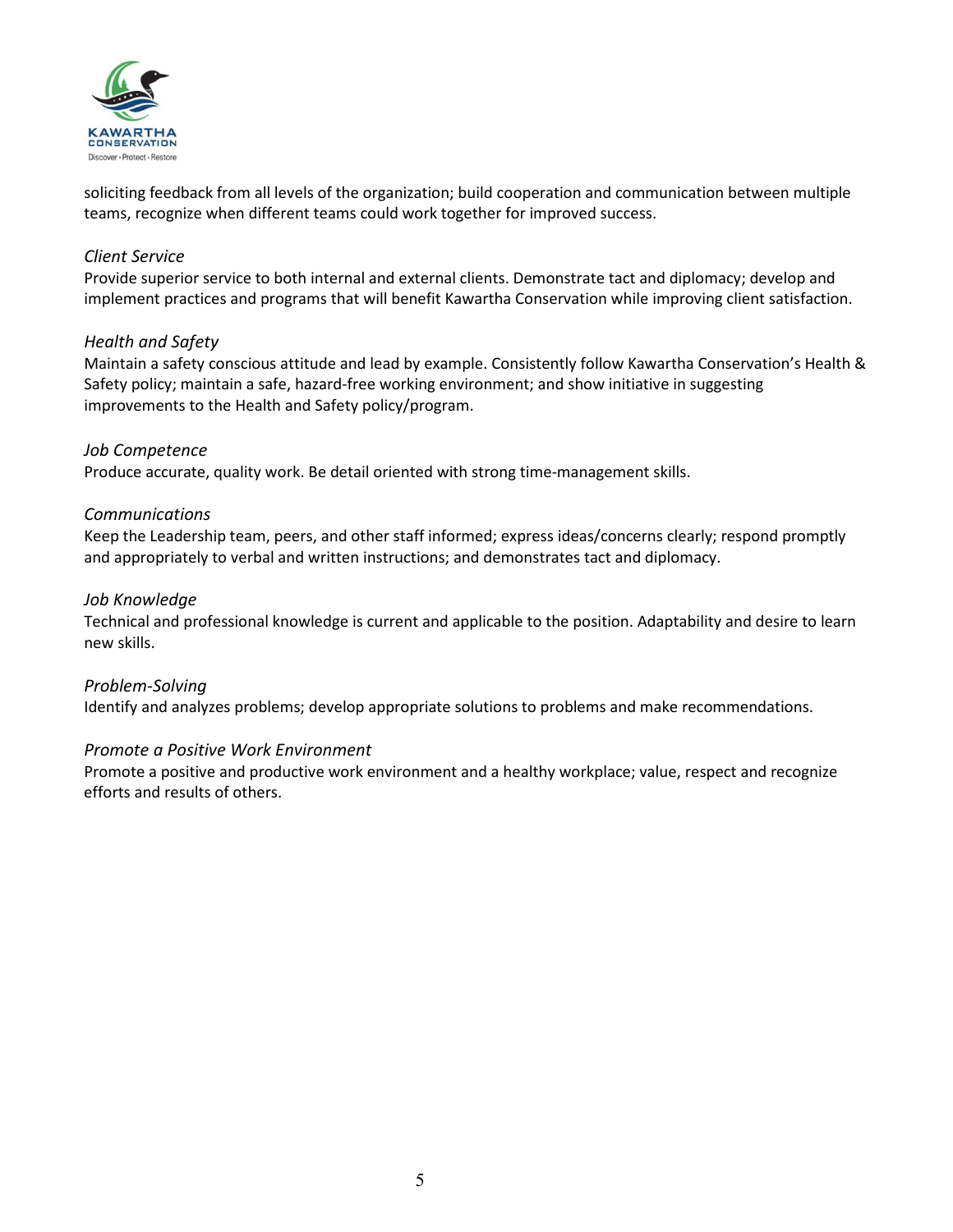soliciting feedback from all levels of the organization; build cooperation and communication between multiple teams, recognize when different teams could work together for improved success.

*Client Service*

Provide superior service to both internal and external clients. Demonstrate tact and diplomacy; develop and implement practices and programs that will benefit Kawartha Conservation while improving client satisfaction.

*Health and Safety*

Maintain a safety conscious attitude and lead by example. Consistently follow Kawartha Conservation's Health & Safety policy; maintain a safe, hazard-free working environment; and show initiative in suggesting improvements to the Health and Safety policy/program.

*Job Competence*

Produce accurate, quality work. Be detail oriented with strong time-management skills.

*Communications*

Keep the Leadership team, peers, and other staff informed; express ideas/concerns clearly; respond promptly and appropriately to verbal and written instructions; and demonstrates tact and diplomacy.

*Job Knowledge*

Technical and professional knowledge is current and applicable to the position. Adaptability and desire to learn new skills.

*Problem-Solving*

Identify and analyzes problems; develop appropriate solutions to problems and make recommendations.

*Promote a Positive Work Environment*

Promote a positive and productive work environment and a healthy workplace; value, respect and recognize efforts and results of others.